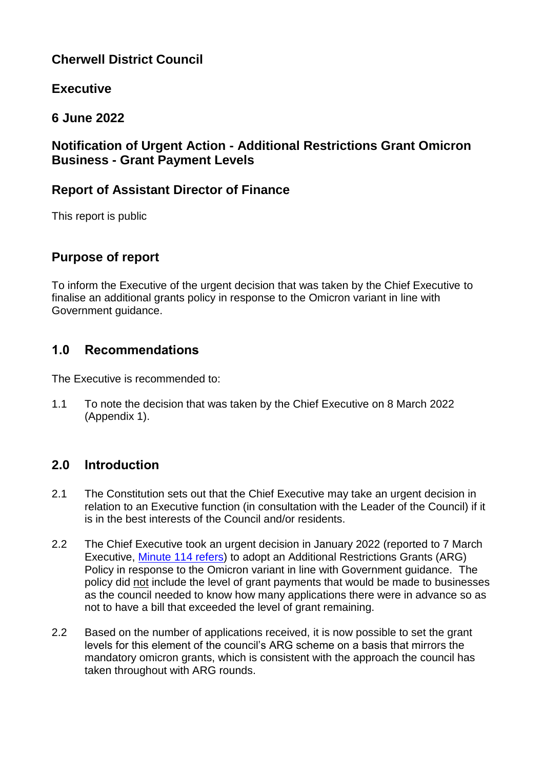# Cherwell District Council

## Executive

## 6 June 2022

## Notification of Urgent Action - Additional Restrictions Grant Omicron Business - Grant Payment Levels

## Report of Assistant Director of Finance

This report is public

## Purpose of report

To inform the Executive of the urgent decision that was taken by the Chief Executive to finalise an additional grants policy in response to the Omicron variant in line with Government guidance.

## 1.0 Recommendations

The Executive is recommended to:

1.1 To note the decision that was taken by the Chief Executive on 8 March 2022 (Appendix 1).

## 2.0 Introduction

2.1 The Constitution sets out that the Chief Executive may take an urgent decision in relation to an Executive function (in consultation with the Leader of the Council) if it is in the best interests of the Council and/or residents.

2.2 The Chief Executive took an urgent decision in January 2022 (reported to 7 March Executive, [Minute 114 refers]) to adopt an Additional Restrictions Grants (ARG) Policy in response to the Omicron variant in line with Government guidance. The policy did not include the level of grant payments that would be made to businesses as the council needed to know how many applications there were in advance so as not to have a bill that exceeded the level of grant remaining.

2.2 Based on the number of applications received, it is now possible to set the grant levels for this element of the council's ARG scheme on a basis that mirrors the mandatory omicron grants, which is consistent with the approach the council has taken throughout with ARG rounds.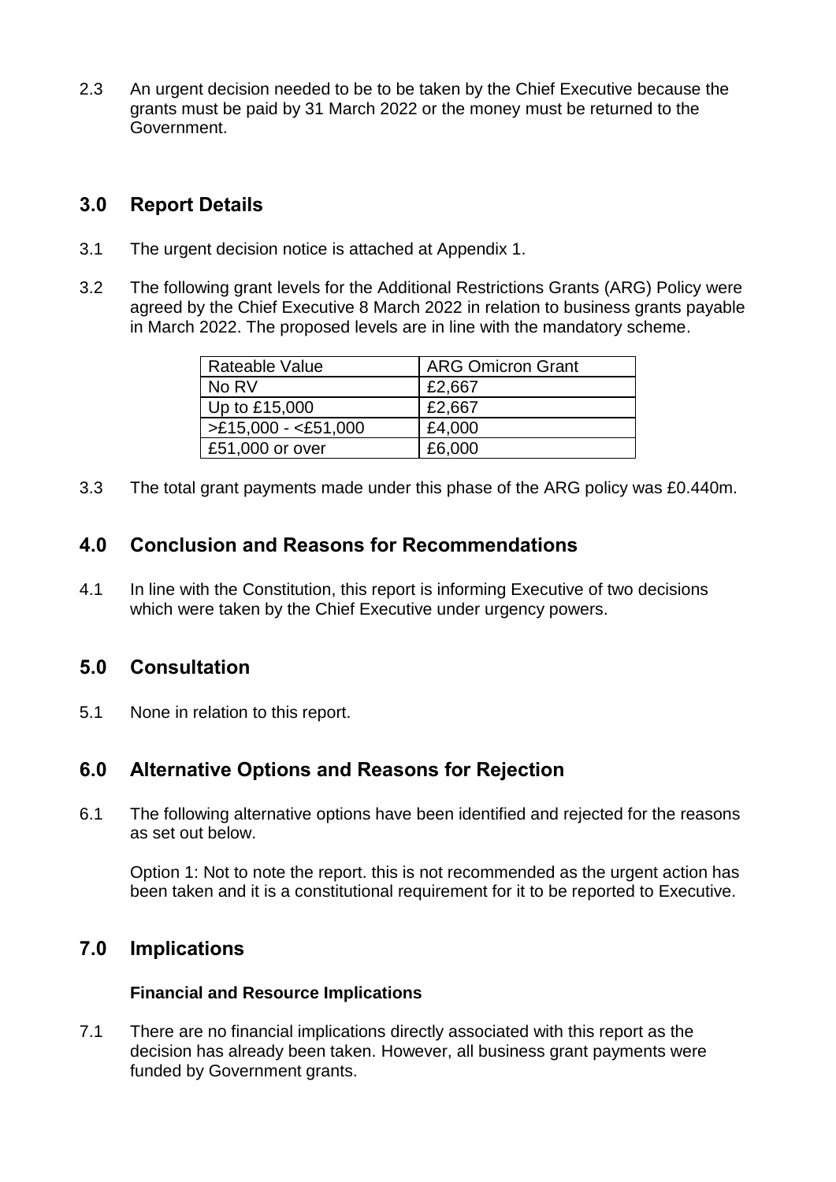2.3 An urgent decision needed to be to be taken by the Chief Executive because the grants must be paid by 31 March 2022 or the money must be returned to the Government.

## 3.0 Report Details

3.1 The urgent decision notice is attached at Appendix 1.

3.2 The following grant levels for the Additional Restrictions Grants (ARG) Policy were agreed by the Chief Executive 8 March 2022 in relation to business grants payable in March 2022. The proposed levels are in line with the mandatory scheme.

| Rateable Value | ARG Omicron Grant |
|---|---|
| No RV | £2,667 |
| Up to £15,000 | £2,667 |
| >£15,000 - <£51,000 | £4,000 |
| £51,000 or over | £6,000 |

3.3 The total grant payments made under this phase of the ARG policy was £0.440m.

## 4.0 Conclusion and Reasons for Recommendations

4.1 In line with the Constitution, this report is informing Executive of two decisions which were taken by the Chief Executive under urgency powers.

## 5.0 Consultation

5.1 None in relation to this report.

## 6.0 Alternative Options and Reasons for Rejection

6.1 The following alternative options have been identified and rejected for the reasons as set out below.

Option 1: Not to note the report. this is not recommended as the urgent action has been taken and it is a constitutional requirement for it to be reported to Executive.

## 7.0 Implications

### Financial and Resource Implications

7.1 There are no financial implications directly associated with this report as the decision has already been taken. However, all business grant payments were funded by Government grants.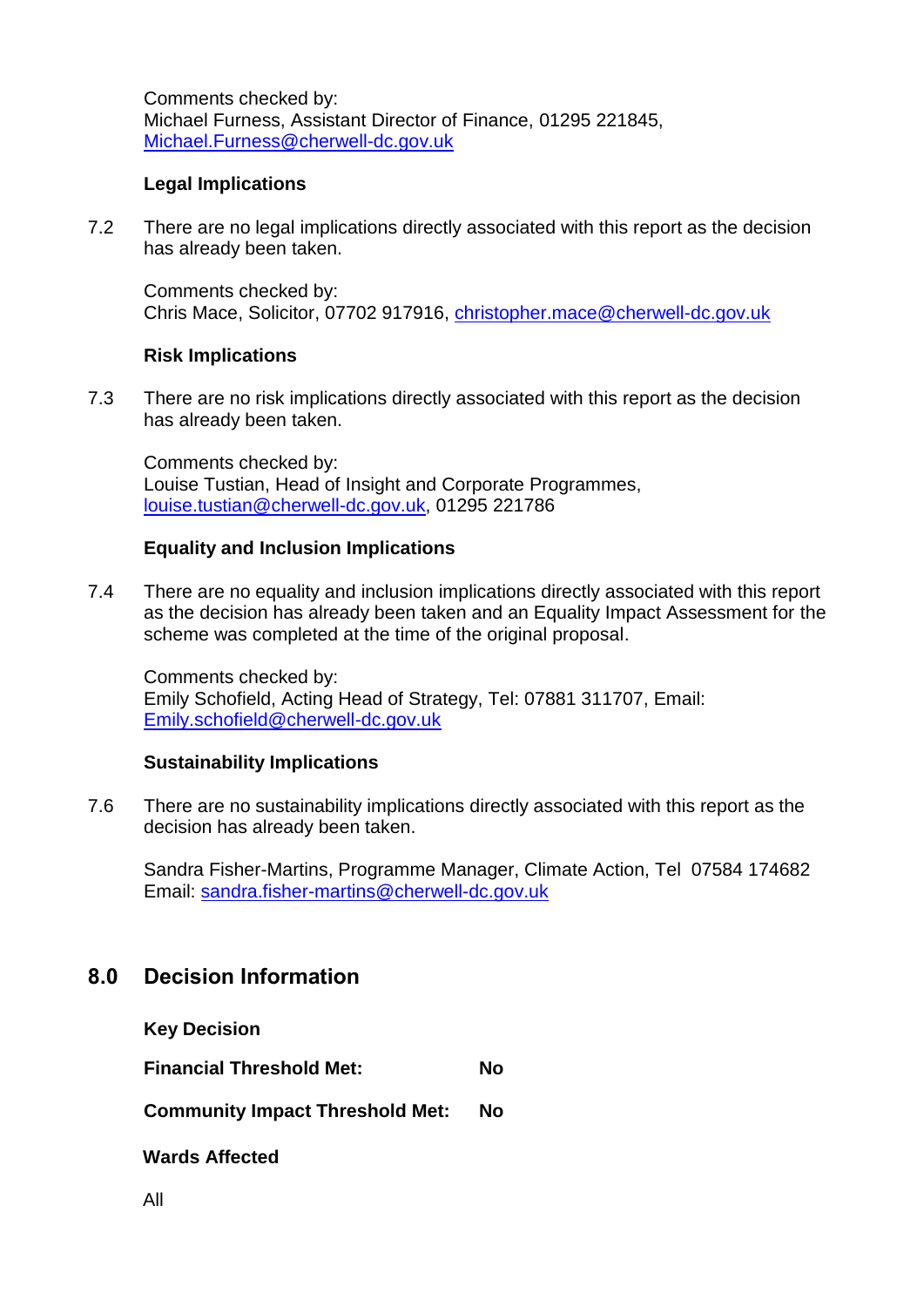Comments checked by:
Michael Furness, Assistant Director of Finance, 01295 221845, Michael.Furness@cherwell-dc.gov.uk

**Legal Implications**

7.2 There are no legal implications directly associated with this report as the decision has already been taken.

Comments checked by:
Chris Mace, Solicitor, 07702 917916, christopher.mace@cherwell-dc.gov.uk

**Risk Implications**

7.3 There are no risk implications directly associated with this report as the decision has already been taken.

Comments checked by:
Louise Tustian, Head of Insight and Corporate Programmes, louise.tustian@cherwell-dc.gov.uk, 01295 221786

**Equality and Inclusion Implications**

7.4 There are no equality and inclusion implications directly associated with this report as the decision has already been taken and an Equality Impact Assessment for the scheme was completed at the time of the original proposal.

Comments checked by:
Emily Schofield, Acting Head of Strategy, Tel: 07881 311707, Email: Emily.schofield@cherwell-dc.gov.uk

**Sustainability Implications**

7.6 There are no sustainability implications directly associated with this report as the decision has already been taken.

Sandra Fisher-Martins, Programme Manager, Climate Action, Tel 07584 174682
Email: sandra.fisher-martins@cherwell-dc.gov.uk

## 8.0 Decision Information

**Key Decision**

**Financial Threshold Met:** **No**

**Community Impact Threshold Met:** **No**

**Wards Affected**

All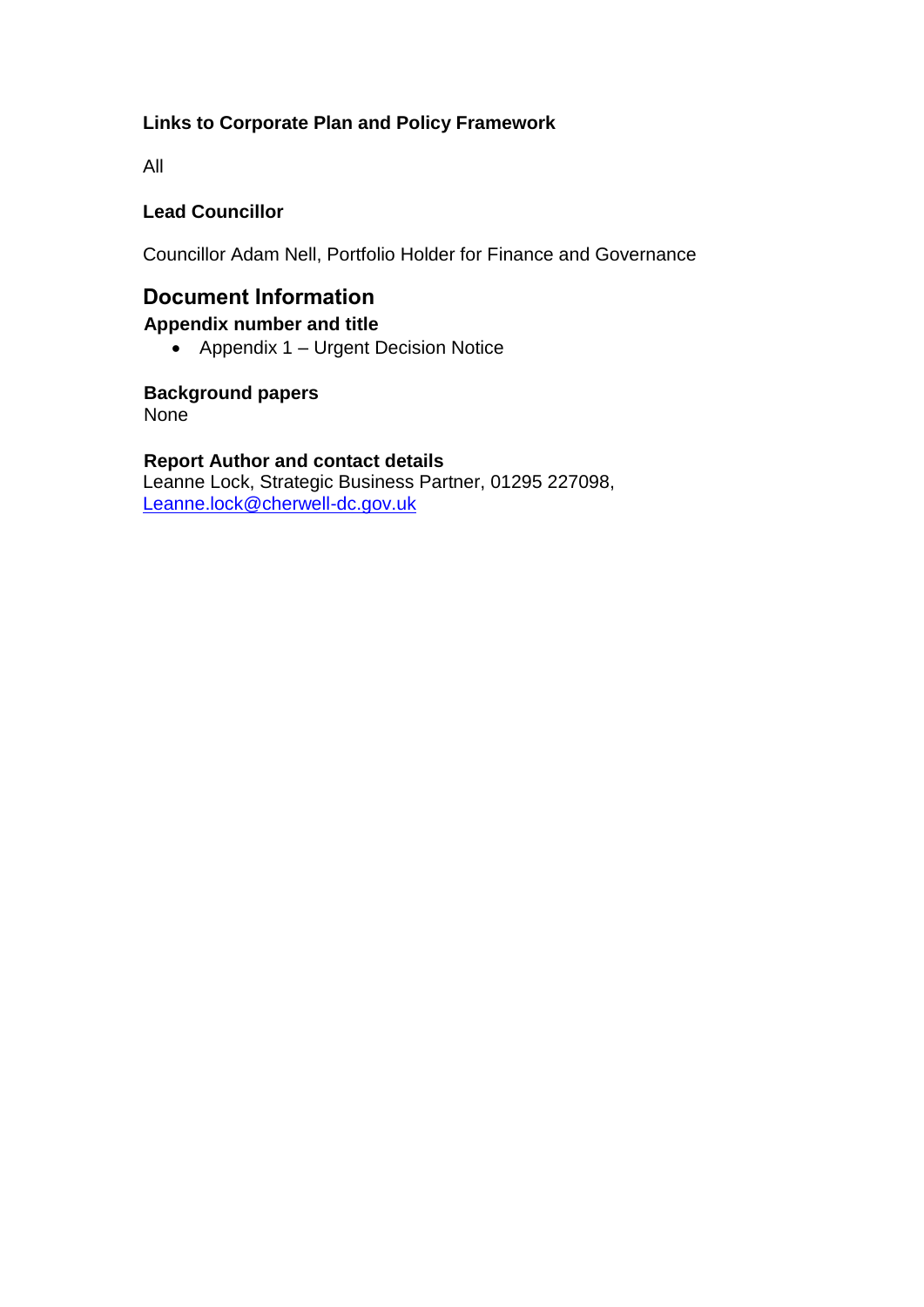**Links to Corporate Plan and Policy Framework**

All

**Lead Councillor**

Councillor Adam Nell, Portfolio Holder for Finance and Governance

## Document Information

**Appendix number and title**

- Appendix 1 – Urgent Decision Notice

**Background papers**

None

**Report Author and contact details**

Leanne Lock, Strategic Business Partner, 01295 227098,
Leanne.lock@cherwell-dc.gov.uk